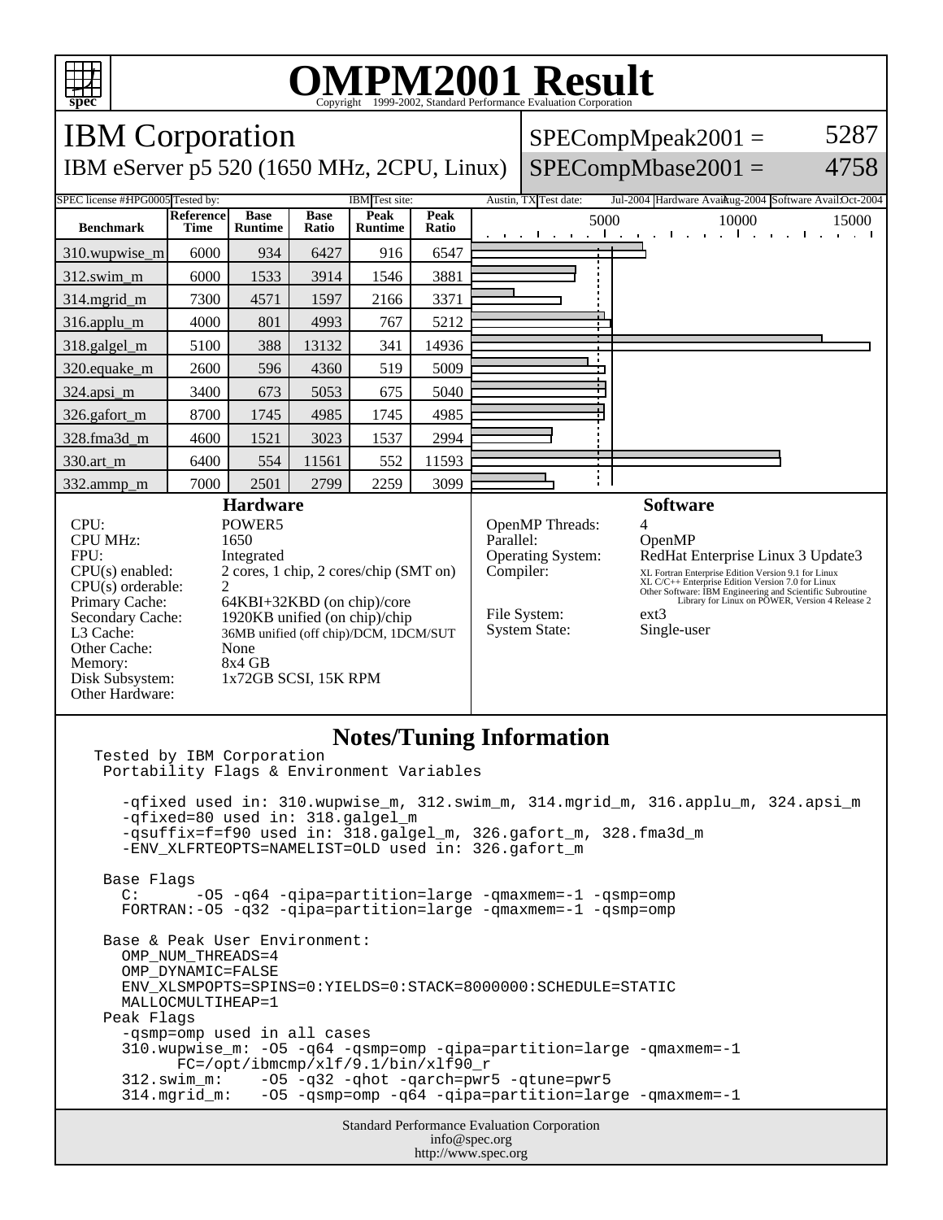# OMPM2001 Result

Copyright 1999-2002, Standard Performance Evaluation Corporation

## IBM Corporation

IBM eServer p5 520 (1650 MHz, 2CPU, Linux)

SPECompMpeak2001 = 5287

SPECompMbase2001 = 4758

SPEC license #: HPG0005 | Tested by: IBM | Test site: Austin, TX | Test date: Jul-2004 | Hardware Avail: Aug-2004 | Software Avail: Oct-2004

| Benchmark | Reference Time | Base Runtime | Base Ratio | Peak Runtime | Peak Ratio |
|---|---|---|---|---|---|
| 310.wupwise_m | 6000 | 934 | 6427 | 916 | 6547 |
| 312.swim_m | 6000 | 1533 | 3914 | 1546 | 3881 |
| 314.mgrid_m | 7300 | 4571 | 1597 | 2166 | 3371 |
| 316.applu_m | 4000 | 801 | 4993 | 767 | 5212 |
| 318.galgel_m | 5100 | 388 | 13132 | 341 | 14936 |
| 320.equake_m | 2600 | 596 | 4360 | 519 | 5009 |
| 324.apsi_m | 3400 | 673 | 5053 | 675 | 5040 |
| 326.gafort_m | 8700 | 1745 | 4985 | 1745 | 4985 |
| 328.fma3d_m | 4600 | 1521 | 3023 | 1537 | 2994 |
| 330.art_m | 6400 | 554 | 11561 | 552 | 11593 |
| 332.ammp_m | 7000 | 2501 | 2799 | 2259 | 3099 |

### Hardware

| | |
|---|---|
| CPU: | POWER5 |
| CPU MHz: | 1650 |
| FPU: | Integrated |
| CPU(s) enabled: | 2 cores, 1 chip, 2 cores/chip (SMT on) |
| CPU(s) orderable: | 2 |
| Primary Cache: | 64KBI+32KBD (on chip)/core |
| Secondary Cache: | 1920KB unified (on chip)/chip |
| L3 Cache: | 36MB unified (off chip)/DCM, 1DCM/SUT |
| Other Cache: | None |
| Memory: | 8x4 GB |
| Disk Subsystem: | 1x72GB SCSI, 15K RPM |
| Other Hardware: | |

### Software

| | |
|---|---|
| OpenMP Threads: | 4 |
| Parallel: | OpenMP |
| Operating System: | RedHat Enterprise Linux 3 Update3 |
| Compiler: | XL Fortran Enterprise Edition Version 9.1 for Linux<br>XL C/C++ Enterprise Edition Version 7.0 for Linux<br>Other Software: IBM Engineering and Scientific Subroutine Library for Linux on POWER, Version 4 Release 2 |
| File System: | ext3 |
| System State: | Single-user |

### Notes/Tuning Information

```
Tested by IBM Corporation
 Portability Flags & Environment Variables

   -qfixed used in: 310.wupwise_m, 312.swim_m, 314.mgrid_m, 316.applu_m, 324.apsi_m
   -qfixed=80 used in: 318.galgel_m
   -qsuffix=f=f90 used in: 318.galgel_m, 326.gafort_m, 328.fma3d_m
   -ENV_XLFRTEOPTS=NAMELIST=OLD used in: 326.gafort_m

 Base Flags
   C:      -O5 -q64 -qipa=partition=large -qmaxmem=-1 -qsmp=omp
   FORTRAN:-O5 -q32 -qipa=partition=large -qmaxmem=-1 -qsmp=omp

 Base & Peak User Environment:
   OMP_NUM_THREADS=4
   OMP_DYNAMIC=FALSE
   ENV_XLSMPOPTS=SPINS=0:YIELDS=0:STACK=8000000:SCHEDULE=STATIC
   MALLOCMULTIHEAP=1
 Peak Flags
   -qsmp=omp used in all cases
   310.wupwise_m: -O5 -q64 -qsmp=omp -qipa=partition=large -qmaxmem=-1
         FC=/opt/ibmcmp/xlf/9.1/bin/xlf90_r
   312.swim_m:    -O5 -q32 -qhot -qarch=pwr5 -qtune=pwr5
   314.mgrid_m:   -O5 -qsmp=omp -q64 -qipa=partition=large -qmaxmem=-1
```

Standard Performance Evaluation Corporation
info@spec.org
http://www.spec.org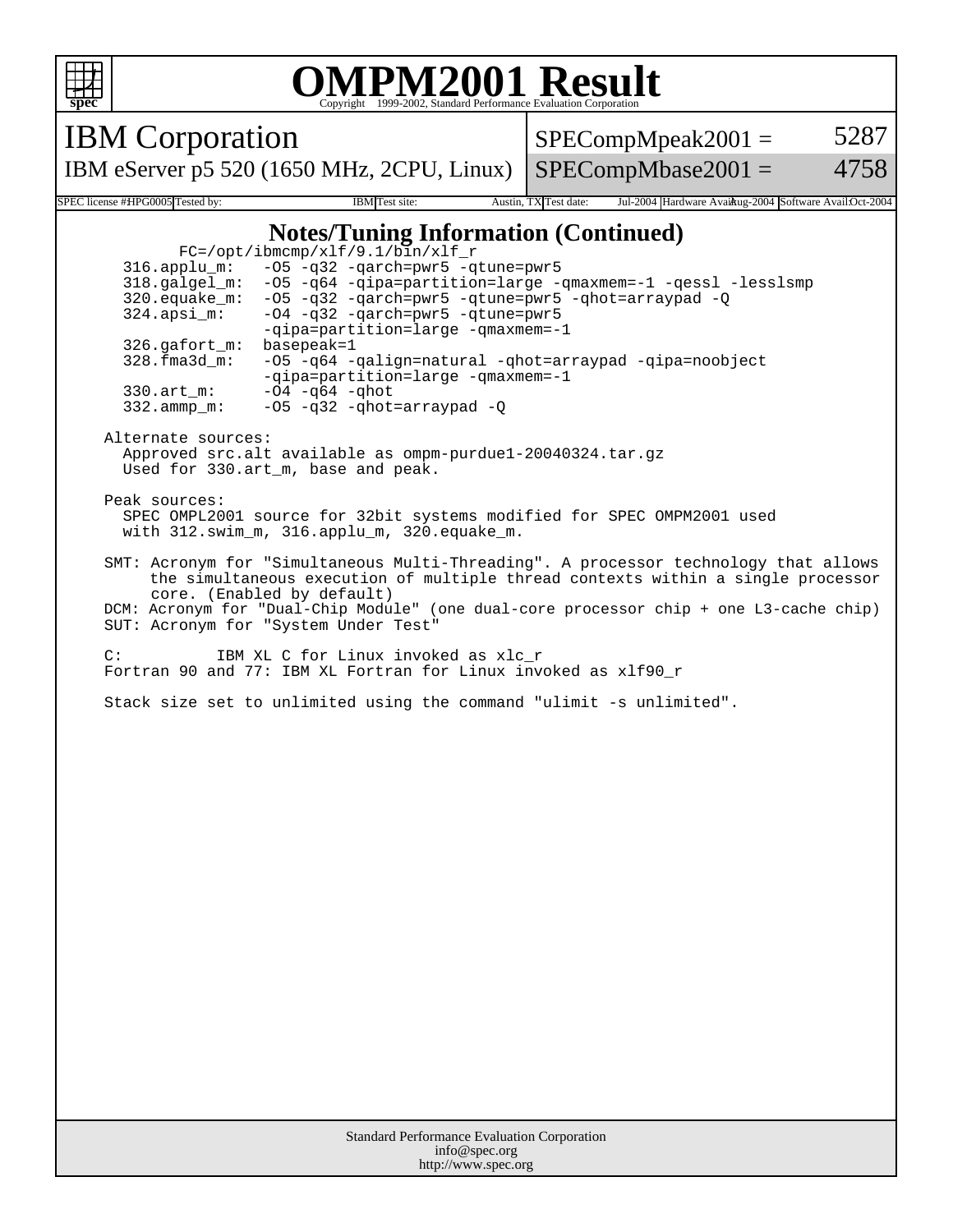# OMPM2001 Result

Copyright 1999-2002, Standard Performance Evaluation Corporation

## IBM Corporation

IBM eServer p5 520 (1650 MHz, 2CPU, Linux)

SPECompMpeak2001 = 5287

SPECompMbase2001 = 4758

SPEC license #: HPG0005 | Tested by: IBM | Test site: Austin, TX | Test date: Jul-2004 | Hardware Avail: Aug-2004 | Software Avail: Oct-2004

## Notes/Tuning Information (Continued)

```
          FC=/opt/ibmcmp/xlf/9.1/bin/xlf_r
     316.applu_m:   -O5 -q32 -qarch=pwr5 -qtune=pwr5
     318.galgel_m:  -O5 -q64 -qipa=partition=large -qmaxmem=-1 -qessl -lesslsmp
     320.equake_m:  -O5 -q32 -qarch=pwr5 -qtune=pwr5 -qhot=arraypad -Q
     324.apsi_m:    -O4 -q32 -qarch=pwr5 -qtune=pwr5
                    -qipa=partition=large -qmaxmem=-1
     326.gafort_m:  basepeak=1
     328.fma3d_m:   -O5 -q64 -qalign=natural -qhot=arraypad -qipa=noobject
                    -qipa=partition=large -qmaxmem=-1
     330.art_m:     -O4 -q64 -qhot
     332.ammp_m:    -O5 -q32 -qhot=arraypad -Q

   Alternate sources:
     Approved src.alt available as ompm-purdue1-20040324.tar.gz
     Used for 330.art_m, base and peak.

   Peak sources:
     SPEC OMPL2001 source for 32bit systems modified for SPEC OMPM2001 used
     with 312.swim_m, 316.applu_m, 320.equake_m.

   SMT: Acronym for "Simultaneous Multi-Threading". A processor technology that allows
        the simultaneous execution of multiple thread contexts within a single processor
        core. (Enabled by default)
   DCM: Acronym for "Dual-Chip Module" (one dual-core processor chip + one L3-cache chip)
   SUT: Acronym for "System Under Test"

   C:          IBM XL C for Linux invoked as xlc_r
   Fortran 90 and 77: IBM XL Fortran for Linux invoked as xlf90_r

   Stack size set to unlimited using the command "ulimit -s unlimited".
```

Standard Performance Evaluation Corporation
info@spec.org
http://www.spec.org